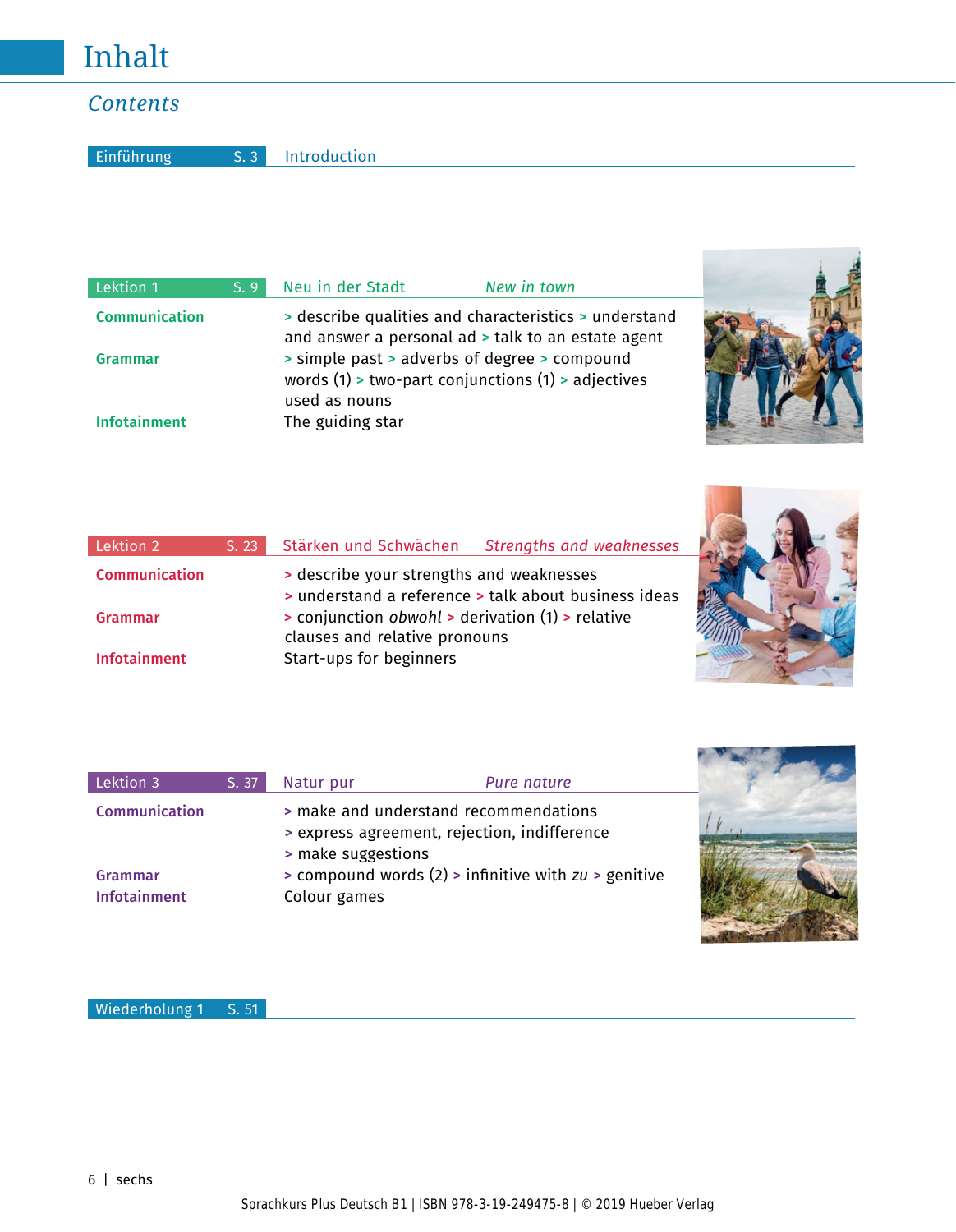# Inhalt

## *Contents*

**Einführung** S. 3 Introduction

---

### Lektion 1 — S. 9 — Neu in der Stadt — *New in town*

**Communication**
> describe qualities and characteristics > understand and answer a personal ad > talk to an estate agent

**Grammar**
> simple past > adverbs of degree > compound words (1) > two-part conjunctions (1) > adjectives used as nouns

**Infotainment**
The guiding star

---

### Lektion 2 — S. 23 — Stärken und Schwächen — *Strengths and weaknesses*

**Communication**
> describe your strengths and weaknesses > understand a reference > talk about business ideas

**Grammar**
> conjunction *obwohl* > derivation (1) > relative clauses and relative pronouns

**Infotainment**
Start-ups for beginners

---

### Lektion 3 — S. 37 — Natur pur — *Pure nature*

**Communication**
> make and understand recommendations > express agreement, rejection, indifference > make suggestions

**Grammar**
> compound words (2) > infinitive with *zu* > genitive

**Infotainment**
Colour games

---

**Wiederholung 1** S. 51

Sprachkurs Plus Deutsch B1 | ISBN 978-3-19-249475-8 | © 2019 Hueber Verlag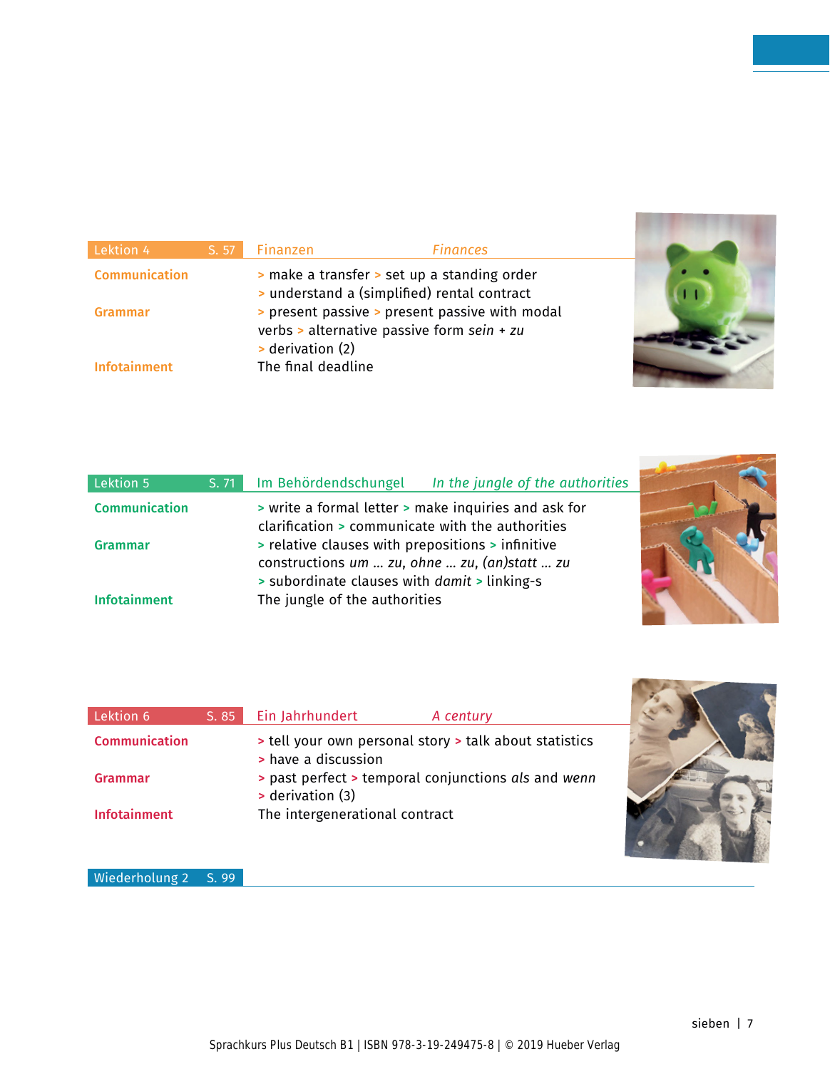## Lektion 4 — S. 57 — Finanzen — *Finances*

**Communication**
> make a transfer > set up a standing order
> understand a (simplified) rental contract

**Grammar**
> present passive > present passive with modal verbs > alternative passive form *sein* + *zu*
> derivation (2)

**Infotainment**
The final deadline

## Lektion 5 — S. 71 — Im Behördendschungel — *In the jungle of the authorities*

**Communication**
> write a formal letter > make inquiries and ask for clarification > communicate with the authorities

**Grammar**
> relative clauses with prepositions > infinitive constructions *um … zu, ohne … zu, (an)statt … zu*
> subordinate clauses with *damit* > linking-s

**Infotainment**
The jungle of the authorities

## Lektion 6 — S. 85 — Ein Jahrhundert — *A century*

**Communication**
> tell your own personal story > talk about statistics
> have a discussion

**Grammar**
> past perfect > temporal conjunctions *als* and *wenn*
> derivation (3)

**Infotainment**
The intergenerational contract

## Wiederholung 2 — S. 99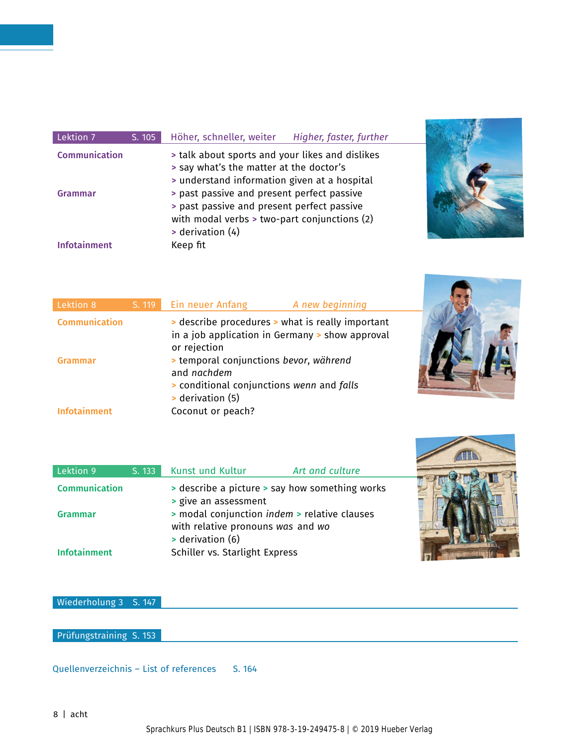## Lektion 7 S. 105 Höher, schneller, weiter *Higher, faster, further*

**Communication**
> talk about sports and your likes and dislikes
> say what's the matter at the doctor's
> understand information given at a hospital

**Grammar**
> past passive and present perfect passive
> past passive and present perfect passive with modal verbs > two-part conjunctions (2)
> derivation (4)

**Infotainment**
Keep fit

## Lektion 8 S. 119 Ein neuer Anfang *A new beginning*

**Communication**
> describe procedures > what is really important in a job application in Germany > show approval or rejection

**Grammar**
> temporal conjunctions *bevor*, *während* and *nachdem*
> conditional conjunctions *wenn* and *falls*
> derivation (5)

**Infotainment**
Coconut or peach?

## Lektion 9 S. 133 Kunst und Kultur *Art and culture*

**Communication**
> describe a picture > say how something works
> give an assessment

**Grammar**
> modal conjunction *indem* > relative clauses with relative pronouns *was* and *wo*
> derivation (6)

**Infotainment**
Schiller vs. Starlight Express

## Wiederholung 3 S. 147

## Prüfungstraining S. 153

Quellenverzeichnis – List of references S. 164

Sprachkurs Plus Deutsch B1 | ISBN 978-3-19-249475-8 | © 2019 Hueber Verlag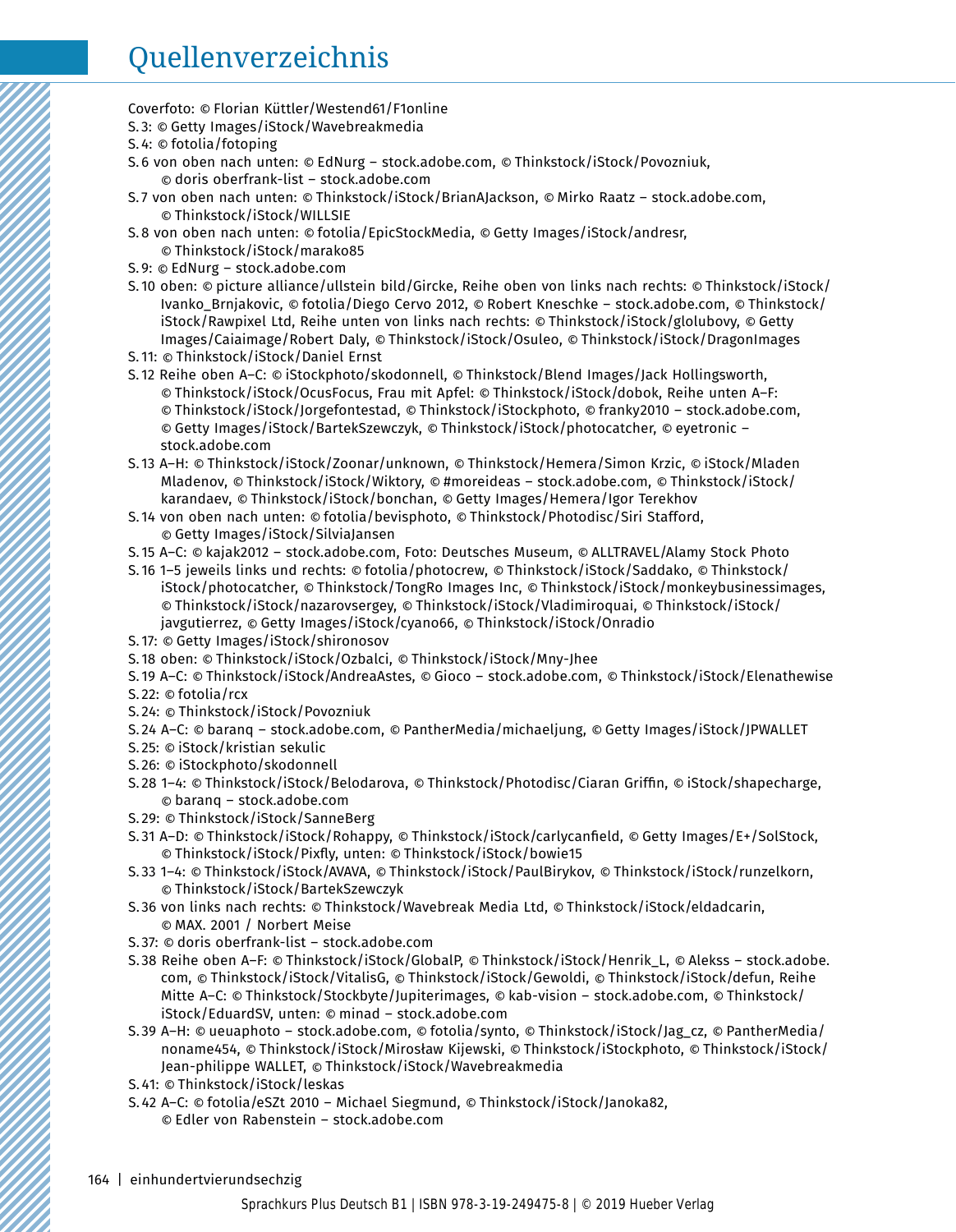# Quellenverzeichnis

Coverfoto: © Florian Küttler/Westend61/F1online

S. 3: © Getty Images/iStock/Wavebreakmedia

S. 4: © fotolia/fotoping

S. 6 von oben nach unten: © EdNurg – stock.adobe.com, © Thinkstock/iStock/Povozniuk, © doris oberfrank-list – stock.adobe.com

S. 7 von oben nach unten: © Thinkstock/iStock/BrianAJackson, © Mirko Raatz – stock.adobe.com, © Thinkstock/iStock/WILLSIE

S. 8 von oben nach unten: © fotolia/EpicStockMedia, © Getty Images/iStock/andresr, © Thinkstock/iStock/marako85

S. 9: © EdNurg – stock.adobe.com

S. 10 oben: © picture alliance/ullstein bild/Gircke, Reihe oben von links nach rechts: © Thinkstock/iStock/Ivanko_Brnjakovic, © fotolia/Diego Cervo 2012, © Robert Kneschke – stock.adobe.com, © Thinkstock/iStock/Rawpixel Ltd, Reihe unten von links nach rechts: © Thinkstock/iStock/glolubovy, © Getty Images/Caiaimage/Robert Daly, © Thinkstock/iStock/Osuleo, © Thinkstock/iStock/DragonImages

S. 11: © Thinkstock/iStock/Daniel Ernst

S. 12 Reihe oben A–C: © iStockphoto/skodonnell, © Thinkstock/Blend Images/Jack Hollingsworth, © Thinkstock/iStock/OcusFocus, Frau mit Apfel: © Thinkstock/iStock/dobok, Reihe unten A–F: © Thinkstock/iStock/Jorgefontestad, © Thinkstock/iStockphoto, © franky2010 – stock.adobe.com, © Getty Images/iStock/BartekSzewczyk, © Thinkstock/iStock/photocatcher, © eyetronic – stock.adobe.com

S. 13 A–H: © Thinkstock/iStock/Zoonar/unknown, © Thinkstock/Hemera/Simon Krzic, © iStock/Mladen Mladenov, © Thinkstock/iStock/Wiktory, © #moreideas – stock.adobe.com, © Thinkstock/iStock/karandaev, © Thinkstock/iStock/bonchan, © Getty Images/Hemera/Igor Terekhov

S. 14 von oben nach unten: © fotolia/bevisphoto, © Thinkstock/Photodisc/Siri Stafford, © Getty Images/iStock/SilviaJansen

S. 15 A–C: © kajak2012 – stock.adobe.com, Foto: Deutsches Museum, © ALLTRAVEL/Alamy Stock Photo

S. 16 1–5 jeweils links und rechts: © fotolia/photocrew, © Thinkstock/iStock/Saddako, © Thinkstock/iStock/photocatcher, © Thinkstock/TongRo Images Inc, © Thinkstock/iStock/monkeybusinessimages, © Thinkstock/iStock/nazarovsergey, © Thinkstock/iStock/Vladimiroquai, © Thinkstock/iStock/javgutierrez, © Getty Images/iStock/cyano66, © Thinkstock/iStock/Onradio

S. 17: © Getty Images/iStock/shironosov

S. 18 oben: © Thinkstock/iStock/Ozbalci, © Thinkstock/iStock/Mny-Jhee

S. 19 A–C: © Thinkstock/iStock/AndreaAstes, © Gioco – stock.adobe.com, © Thinkstock/iStock/Elenathewise

S. 22: © fotolia/rcx

S. 24: © Thinkstock/iStock/Povozniuk

S. 24 A–C: © baranq – stock.adobe.com, © PantherMedia/michaeljung, © Getty Images/iStock/JPWALLET

S. 25: © iStock/kristian sekulic

S. 26: © iStockphoto/skodonnell

S. 28 1–4: © Thinkstock/iStock/Belodarova, © Thinkstock/Photodisc/Ciaran Griffin, © iStock/shapecharge, © baranq – stock.adobe.com

S. 29: © Thinkstock/iStock/SanneBerg

S. 31 A–D: © Thinkstock/iStock/Rohappy, © Thinkstock/iStock/carlycanfield, © Getty Images/E+/SolStock, © Thinkstock/iStock/Pixfly, unten: © Thinkstock/iStock/bowie15

S. 33 1–4: © Thinkstock/iStock/AVAVA, © Thinkstock/iStock/PaulBirykov, © Thinkstock/iStock/runzelkorn, © Thinkstock/iStock/BartekSzewczyk

S. 36 von links nach rechts: © Thinkstock/Wavebreak Media Ltd, © Thinkstock/iStock/eldadcarin, © MAX. 2001 / Norbert Meise

S. 37: © doris oberfrank-list – stock.adobe.com

S. 38 Reihe oben A–F: © Thinkstock/iStock/GlobalP, © Thinkstock/iStock/Henrik_L, © Alekss – stock.adobe.com, © Thinkstock/iStock/VitalisG, © Thinkstock/iStock/Gewoldi, © Thinkstock/iStock/defun, Reihe Mitte A–C: © Thinkstock/Stockbyte/Jupiterimages, © kab-vision – stock.adobe.com, © Thinkstock/iStock/EduardSV, unten: © minad – stock.adobe.com

S. 39 A–H: © ueuaphoto – stock.adobe.com, © fotolia/synto, © Thinkstock/iStock/Jag_cz, © PantherMedia/noname454, © Thinkstock/iStock/Mirosław Kijewski, © Thinkstock/iStockphoto, © Thinkstock/iStock/Jean-philippe WALLET, © Thinkstock/iStock/Wavebreakmedia

S. 41: © Thinkstock/iStock/leskas

S. 42 A–C: © fotolia/eSZt 2010 – Michael Siegmund, © Thinkstock/iStock/Janoka82, © Edler von Rabenstein – stock.adobe.com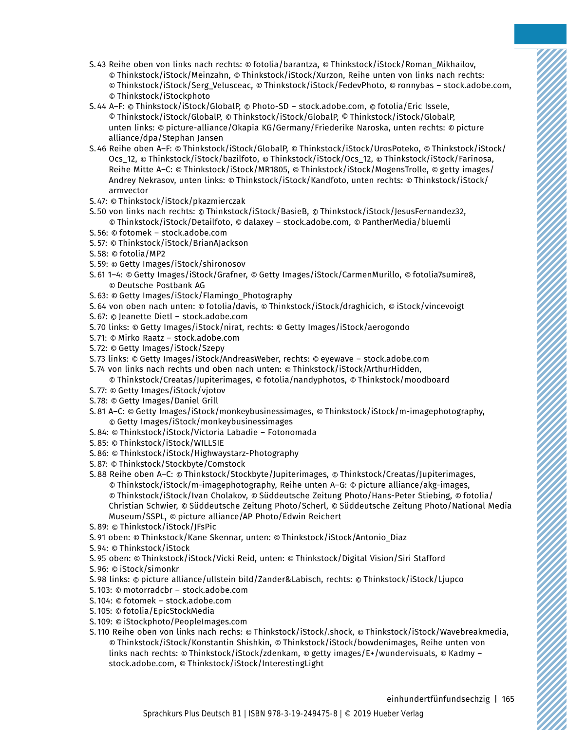S. 43 Reihe oben von links nach rechts: © fotolia/barantza, © Thinkstock/iStock/Roman_Mikhailov, © Thinkstock/iStock/Meinzahn, © Thinkstock/iStock/Xurzon, Reihe unten von links nach rechts: © Thinkstock/iStock/Serg_Velusceac, © Thinkstock/iStock/FedevPhoto, © ronnybas – stock.adobe.com, © Thinkstock/iStockphoto

S. 44 A–F: © Thinkstock/iStock/GlobalP, © Photo-SD – stock.adobe.com, © fotolia/Eric Issele, © Thinkstock/iStock/GlobalP, © Thinkstock/iStock/GlobalP, © Thinkstock/iStock/GlobalP, unten links: © picture-alliance/Okapia KG/Germany/Friederike Naroska, unten rechts: © picture alliance/dpa/Stephan Jansen

S. 46 Reihe oben A–F: © Thinkstock/iStock/GlobalP, © Thinkstock/iStock/UrosPoteko, © Thinkstock/iStock/Ocs_12, © Thinkstock/iStock/bazilfoto, © Thinkstock/iStock/Ocs_12, © Thinkstock/iStock/Farinosa, Reihe Mitte A–C: © Thinkstock/iStock/MR1805, © Thinkstock/iStock/MogensTrolle, © getty images/Andrey Nekrasov, unten links: © Thinkstock/iStock/Kandfoto, unten rechts: © Thinkstock/iStock/armvector

S. 47: © Thinkstock/iStock/pkazmierczak

S. 50 von links nach rechts: © Thinkstock/iStock/BasieB, © Thinkstock/iStock/JesusFernandez32, © Thinkstock/iStock/Detailfoto, © dalaxey – stock.adobe.com, © PantherMedia/bluemli

S. 56: © fotomek – stock.adobe.com

S. 57: © Thinkstock/iStock/BrianAJackson

S. 58: © fotolia/MP2

S. 59: © Getty Images/iStock/shironosov

S. 61 1–4: © Getty Images/iStock/Grafner, © Getty Images/iStock/CarmenMurillo, © fotolia7sumire8, © Deutsche Postbank AG

S. 63: © Getty Images/iStock/Flamingo_Photography

S. 64 von oben nach unten: © fotolia/davis, © Thinkstock/iStock/draghicich, © iStock/vincevoigt

S. 67: © Jeanette Dietl – stock.adobe.com

S. 70 links: © Getty Images/iStock/nirat, rechts: © Getty Images/iStock/aerogondo

S. 71: © Mirko Raatz – stock.adobe.com

S. 72: © Getty Images/iStock/Szepy

S. 73 links: © Getty Images/iStock/AndreasWeber, rechts: © eyewave – stock.adobe.com

S. 74 von links nach rechts und oben nach unten: © Thinkstock/iStock/ArthurHidden, © Thinkstock/Creatas/Jupiterimages, © fotolia/nandyphotos, © Thinkstock/moodboard

S. 77: © Getty Images/iStock/vjotov

S. 78: © Getty Images/Daniel Grill

S. 81 A–C: © Getty Images/iStock/monkeybusinessimages, © Thinkstock/iStock/m-imagephotography, © Getty Images/iStock/monkeybusinessimages

S. 84: © Thinkstock/iStock/Victoria Labadie – Fotonomada

S. 85: © Thinkstock/iStock/WILLSIE

S. 86: © Thinkstock/iStock/Highwaystarz-Photography

S. 87: © Thinkstock/Stockbyte/Comstock

S. 88 Reihe oben A–C: © Thinkstock/Stockbyte/Jupiterimages, © Thinkstock/Creatas/Jupiterimages, © Thinkstock/iStock/m-imagephotography, Reihe unten A–G: © picture alliance/akg-images, © Thinkstock/iStock/Ivan Cholakov, © Süddeutsche Zeitung Photo/Hans-Peter Stiebing, © fotolia/Christian Schwier, © Süddeutsche Zeitung Photo/Scherl, © Süddeutsche Zeitung Photo/National Media Museum/SSPL, © picture alliance/AP Photo/Edwin Reichert

S. 89: © Thinkstock/iStock/JFsPic

S. 91 oben: © Thinkstock/Kane Skennar, unten: © Thinkstock/iStock/Antonio_Diaz

S. 94: © Thinkstock/iStock

S. 95 oben: © Thinkstock/iStock/Vicki Reid, unten: © Thinkstock/Digital Vision/Siri Stafford

S. 96: © iStock/simonkr

S. 98 links: © picture alliance/ullstein bild/Zander&Labisch, rechts: © Thinkstock/iStock/Ljupco

S. 103: © motorradcbr – stock.adobe.com

S. 104: © fotomek – stock.adobe.com

S. 105: © fotolia/EpicStockMedia

S. 109: © iStockphoto/PeopleImages.com

S. 110 Reihe oben von links nach rechs: © Thinkstock/iStock/.shock, © Thinkstock/iStock/Wavebreakmedia, © Thinkstock/iStock/Konstantin Shishkin, © Thinkstock/iStock/bowdenimages, Reihe unten von links nach rechts: © Thinkstock/iStock/zdenkam, © getty images/E+/wundervisuals, © Kadmy – stock.adobe.com, © Thinkstock/iStock/InterestingLight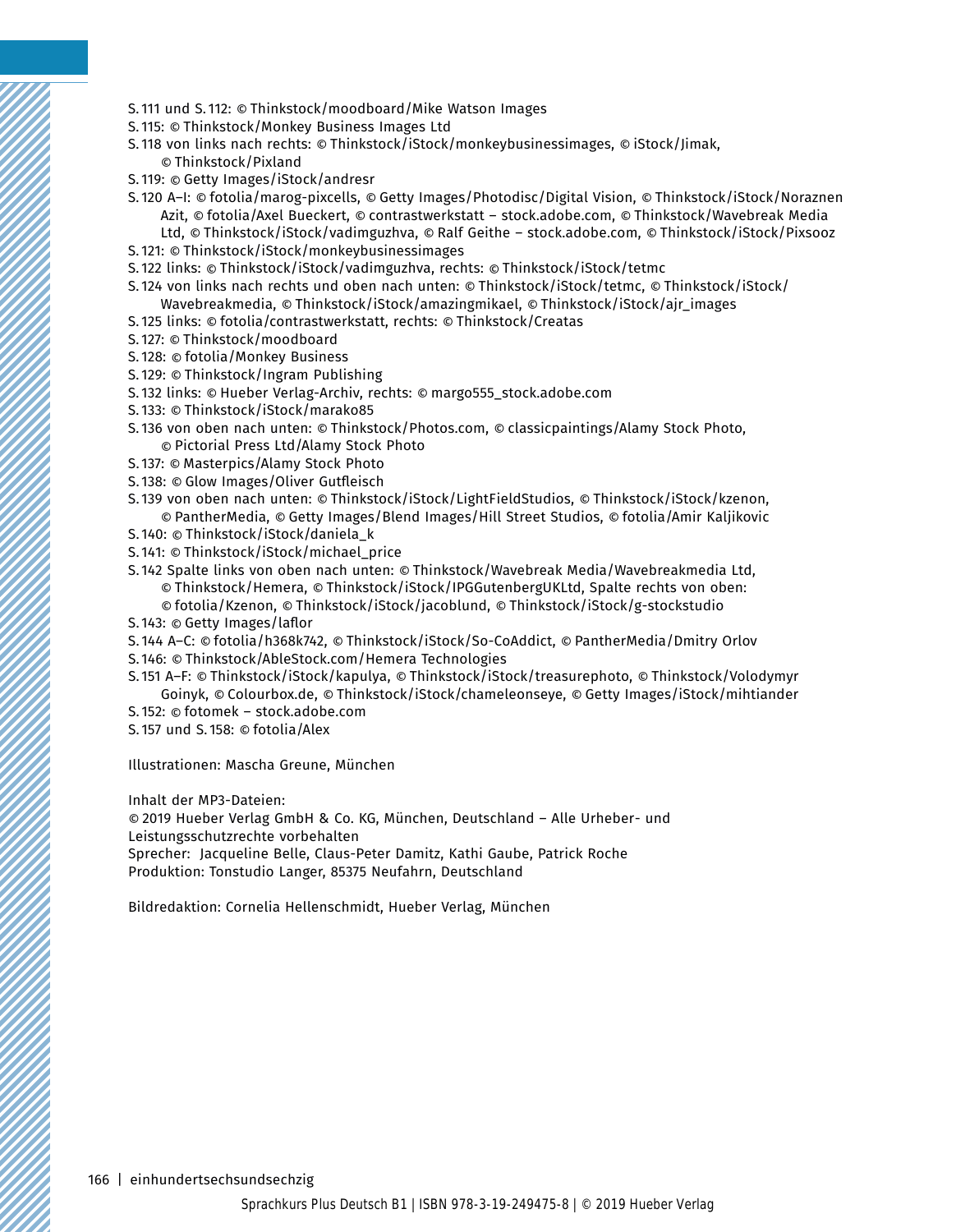S. 111 und S. 112: © Thinkstock/moodboard/Mike Watson Images
S. 115: © Thinkstock/Monkey Business Images Ltd
S. 118 von links nach rechts: © Thinkstock/iStock/monkeybusinessimages, © iStock/Jimak, © Thinkstock/Pixland
S. 119: © Getty Images/iStock/andresr
S. 120 A–I: © fotolia/marog-pixcells, © Getty Images/Photodisc/Digital Vision, © Thinkstock/iStock/Noraznen Azit, © fotolia/Axel Bueckert, © contrastwerkstatt – stock.adobe.com, © Thinkstock/Wavebreak Media Ltd, © Thinkstock/iStock/vadimguzhva, © Ralf Geithe – stock.adobe.com, © Thinkstock/iStock/Pixsooz
S. 121: © Thinkstock/iStock/monkeybusinessimages
S. 122 links: © Thinkstock/iStock/vadimguzhva, rechts: © Thinkstock/iStock/tetmc
S. 124 von links nach rechts und oben nach unten: © Thinkstock/iStock/tetmc, © Thinkstock/iStock/Wavebreakmedia, © Thinkstock/iStock/amazingmikael, © Thinkstock/iStock/ajr_images
S. 125 links: © fotolia/contrastwerkstatt, rechts: © Thinkstock/Creatas
S. 127: © Thinkstock/moodboard
S. 128: © fotolia/Monkey Business
S. 129: © Thinkstock/Ingram Publishing
S. 132 links: © Hueber Verlag-Archiv, rechts: © margo555_stock.adobe.com
S. 133: © Thinkstock/iStock/marako85
S. 136 von oben nach unten: © Thinkstock/Photos.com, © classicpaintings/Alamy Stock Photo, © Pictorial Press Ltd/Alamy Stock Photo
S. 137: © Masterpics/Alamy Stock Photo
S. 138: © Glow Images/Oliver Gutfleisch
S. 139 von oben nach unten: © Thinkstock/iStock/LightFieldStudios, © Thinkstock/iStock/kzenon, © PantherMedia, © Getty Images/Blend Images/Hill Street Studios, © fotolia/Amir Kaljikovic
S. 140: © Thinkstock/iStock/daniela_k
S. 141: © Thinkstock/iStock/michael_price
S. 142 Spalte links von oben nach unten: © Thinkstock/Wavebreak Media/Wavebreakmedia Ltd, © Thinkstock/Hemera, © Thinkstock/iStock/IPGGutenbergUKLtd, Spalte rechts von oben: © fotolia/Kzenon, © Thinkstock/iStock/jacoblund, © Thinkstock/iStock/g-stockstudio
S. 143: © Getty Images/laflor
S. 144 A–C: © fotolia/h368k742, © Thinkstock/iStock/So-CoAddict, © PantherMedia/Dmitry Orlov
S. 146: © Thinkstock/AbleStock.com/Hemera Technologies
S. 151 A–F: © Thinkstock/iStock/kapulya, © Thinkstock/iStock/treasurephoto, © Thinkstock/Volodymyr Goinyk, © Colourbox.de, © Thinkstock/iStock/chameleonseye, © Getty Images/iStock/mihtiander
S. 152: © fotomek – stock.adobe.com
S. 157 und S. 158: © fotolia/Alex

Illustrationen: Mascha Greune, München

Inhalt der MP3-Dateien:
© 2019 Hueber Verlag GmbH & Co. KG, München, Deutschland – Alle Urheber- und Leistungsschutzrechte vorbehalten
Sprecher: Jacqueline Belle, Claus-Peter Damitz, Kathi Gaube, Patrick Roche
Produktion: Tonstudio Langer, 85375 Neufahrn, Deutschland

Bildredaktion: Cornelia Hellenschmidt, Hueber Verlag, München